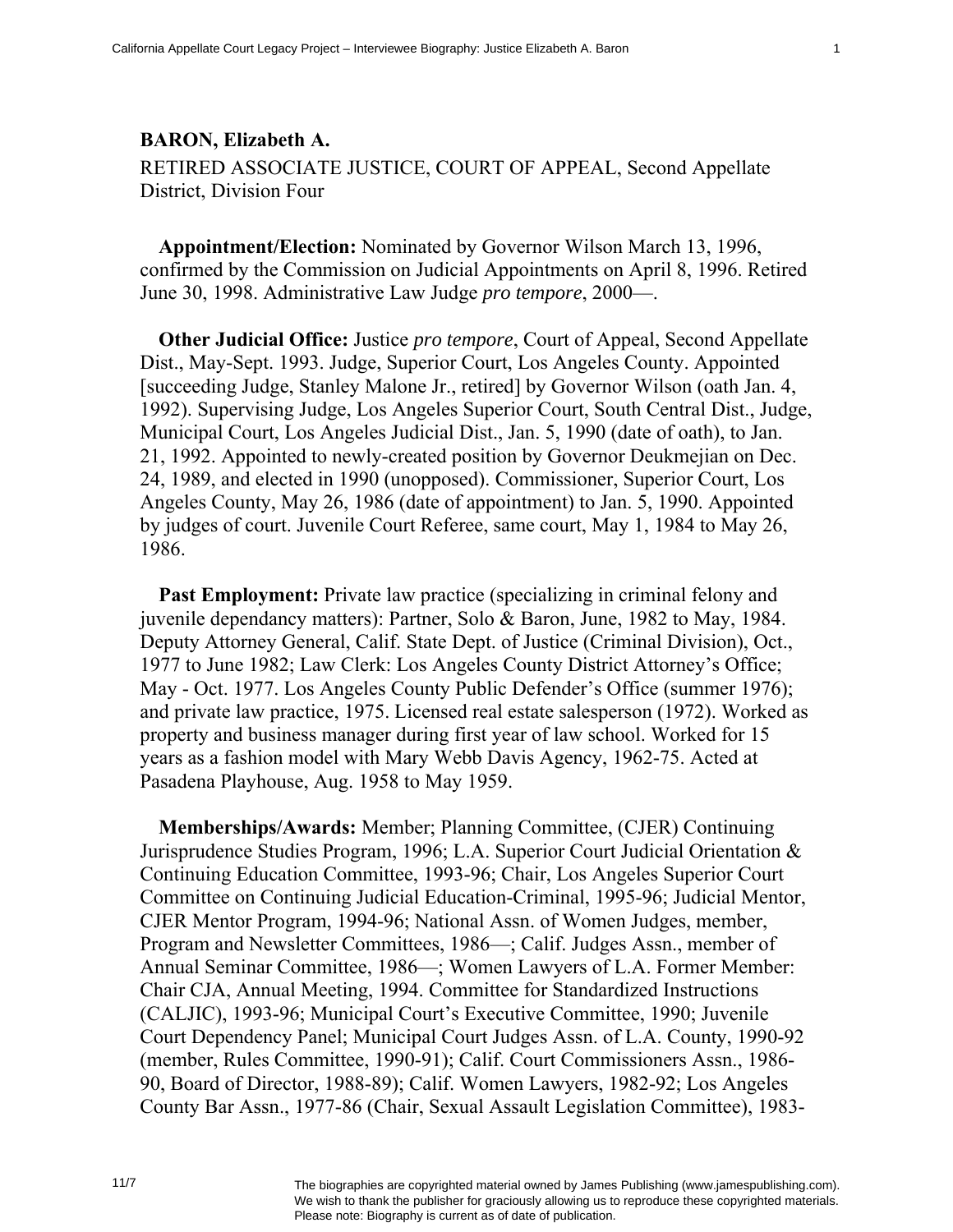**BARON, Elizabeth A.**

RETIRED ASSOCIATE JUSTICE, COURT OF APPEAL, Second Appellate District, Division Four

**Appointment/Election:** Nominated by Governor Wilson March 13, 1996, confirmed by the Commission on Judicial Appointments on April 8, 1996. Retired June 30, 1998. Administrative Law Judge *pro tempore*, 2000—.

**Other Judicial Office:** Justice *pro tempore*, Court of Appeal, Second Appellate Dist., May-Sept. 1993. Judge, Superior Court, Los Angeles County. Appointed [succeeding Judge, Stanley Malone Jr., retired] by Governor Wilson (oath Jan. 4, 1992). Supervising Judge, Los Angeles Superior Court, South Central Dist., Judge, Municipal Court, Los Angeles Judicial Dist., Jan. 5, 1990 (date of oath), to Jan. 21, 1992. Appointed to newly-created position by Governor Deukmejian on Dec. 24, 1989, and elected in 1990 (unopposed). Commissioner, Superior Court, Los Angeles County, May 26, 1986 (date of appointment) to Jan. 5, 1990. Appointed by judges of court. Juvenile Court Referee, same court, May 1, 1984 to May 26, 1986.

**Past Employment:** Private law practice (specializing in criminal felony and juvenile dependancy matters): Partner, Solo & Baron, June, 1982 to May, 1984. Deputy Attorney General, Calif. State Dept. of Justice (Criminal Division), Oct., 1977 to June 1982; Law Clerk: Los Angeles County District Attorney's Office; May - Oct. 1977. Los Angeles County Public Defender's Office (summer 1976); and private law practice, 1975. Licensed real estate salesperson (1972). Worked as property and business manager during first year of law school. Worked for 15 years as a fashion model with Mary Webb Davis Agency, 1962-75. Acted at Pasadena Playhouse, Aug. 1958 to May 1959.

**Memberships/Awards:** Member; Planning Committee, (CJER) Continuing Jurisprudence Studies Program, 1996; L.A. Superior Court Judicial Orientation & Continuing Education Committee, 1993-96; Chair, Los Angeles Superior Court Committee on Continuing Judicial Education-Criminal, 1995-96; Judicial Mentor, CJER Mentor Program, 1994-96; National Assn. of Women Judges, member, Program and Newsletter Committees, 1986—; Calif. Judges Assn., member of Annual Seminar Committee, 1986—; Women Lawyers of L.A. Former Member: Chair CJA, Annual Meeting, 1994. Committee for Standardized Instructions (CALJIC), 1993-96; Municipal Court's Executive Committee, 1990; Juvenile Court Dependency Panel; Municipal Court Judges Assn. of L.A. County, 1990-92 (member, Rules Committee, 1990-91); Calif. Court Commissioners Assn., 1986-90, Board of Director, 1988-89); Calif. Women Lawyers, 1982-92; Los Angeles County Bar Assn., 1977-86 (Chair, Sexual Assault Legislation Committee), 1983-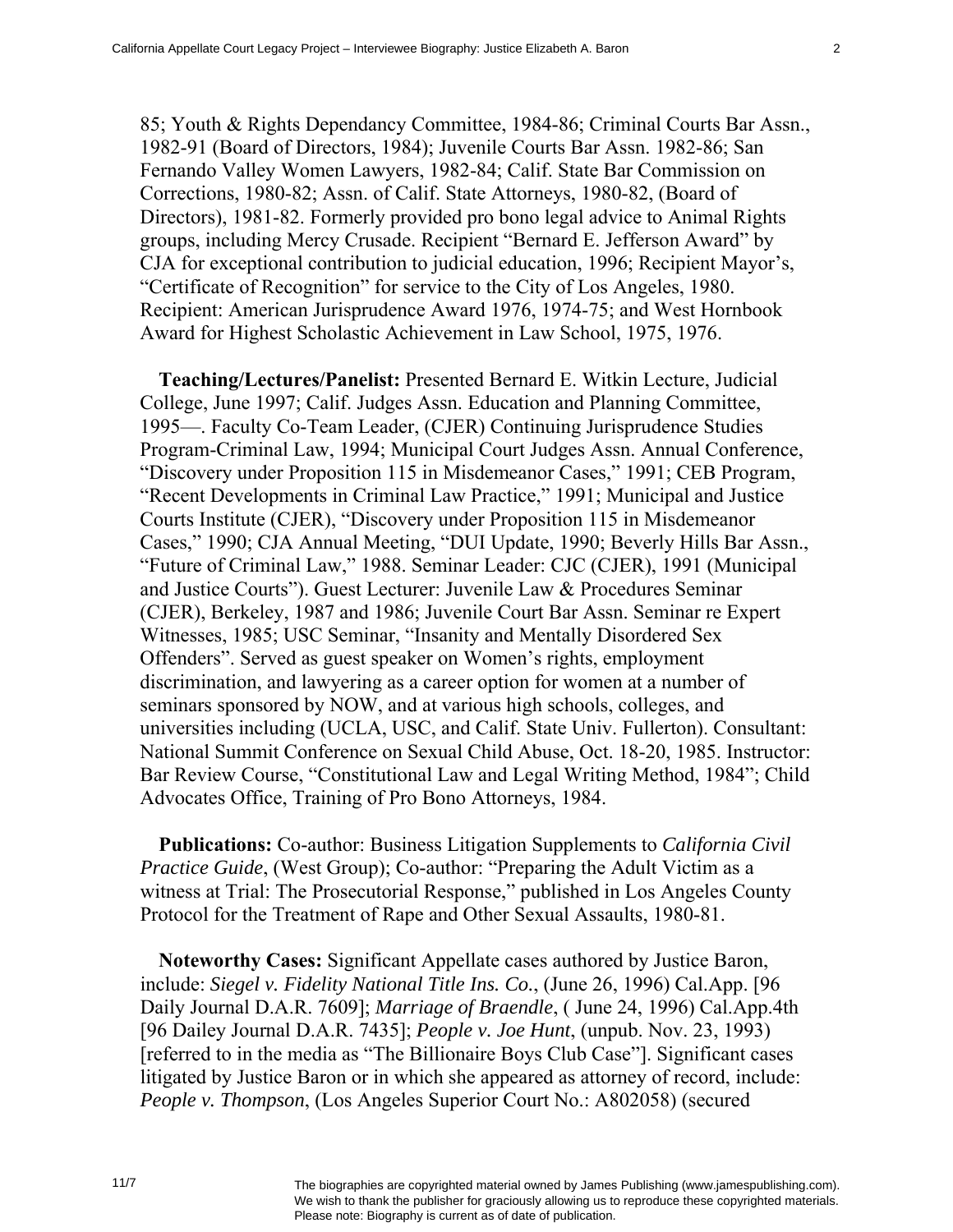85; Youth & Rights Dependancy Committee, 1984-86; Criminal Courts Bar Assn., 1982-91 (Board of Directors, 1984); Juvenile Courts Bar Assn. 1982-86; San Fernando Valley Women Lawyers, 1982-84; Calif. State Bar Commission on Corrections, 1980-82; Assn. of Calif. State Attorneys, 1980-82, (Board of Directors), 1981-82. Formerly provided pro bono legal advice to Animal Rights groups, including Mercy Crusade. Recipient "Bernard E. Jefferson Award" by CJA for exceptional contribution to judicial education, 1996; Recipient Mayor's, "Certificate of Recognition" for service to the City of Los Angeles, 1980. Recipient: American Jurisprudence Award 1976, 1974-75; and West Hornbook Award for Highest Scholastic Achievement in Law School, 1975, 1976.

**Teaching/Lectures/Panelist:** Presented Bernard E. Witkin Lecture, Judicial College, June 1997; Calif. Judges Assn. Education and Planning Committee, 1995—. Faculty Co-Team Leader, (CJER) Continuing Jurisprudence Studies Program-Criminal Law, 1994; Municipal Court Judges Assn. Annual Conference, "Discovery under Proposition 115 in Misdemeanor Cases," 1991; CEB Program, "Recent Developments in Criminal Law Practice," 1991; Municipal and Justice Courts Institute (CJER), "Discovery under Proposition 115 in Misdemeanor Cases," 1990; CJA Annual Meeting, "DUI Update, 1990; Beverly Hills Bar Assn., "Future of Criminal Law," 1988. Seminar Leader: CJC (CJER), 1991 (Municipal and Justice Courts"). Guest Lecturer: Juvenile Law & Procedures Seminar (CJER), Berkeley, 1987 and 1986; Juvenile Court Bar Assn. Seminar re Expert Witnesses, 1985; USC Seminar, "Insanity and Mentally Disordered Sex Offenders". Served as guest speaker on Women's rights, employment discrimination, and lawyering as a career option for women at a number of seminars sponsored by NOW, and at various high schools, colleges, and universities including (UCLA, USC, and Calif. State Univ. Fullerton). Consultant: National Summit Conference on Sexual Child Abuse, Oct. 18-20, 1985. Instructor: Bar Review Course, "Constitutional Law and Legal Writing Method, 1984"; Child Advocates Office, Training of Pro Bono Attorneys, 1984.

**Publications:** Co-author: Business Litigation Supplements to *California Civil Practice Guide*, (West Group); Co-author: "Preparing the Adult Victim as a witness at Trial: The Prosecutorial Response," published in Los Angeles County Protocol for the Treatment of Rape and Other Sexual Assaults, 1980-81.

**Noteworthy Cases:** Significant Appellate cases authored by Justice Baron, include: ***Siegel v. Fidelity National Title Ins. Co.***, (June 26, 1996) Cal.App. [96 Daily Journal D.A.R. 7609]; ***Marriage of Braendle***, ( June 24, 1996) Cal.App.4th [96 Dailey Journal D.A.R. 7435]; ***People v. Joe Hunt***, (unpub. Nov. 23, 1993) [referred to in the media as "The Billionaire Boys Club Case"]. Significant cases litigated by Justice Baron or in which she appeared as attorney of record, include: ***People v. Thompson***, (Los Angeles Superior Court No.: A802058) (secured

11/7

The biographies are copyrighted material owned by James Publishing (www.jamespublishing.com). We wish to thank the publisher for graciously allowing us to reproduce these copyrighted materials. Please note: Biography is current as of date of publication.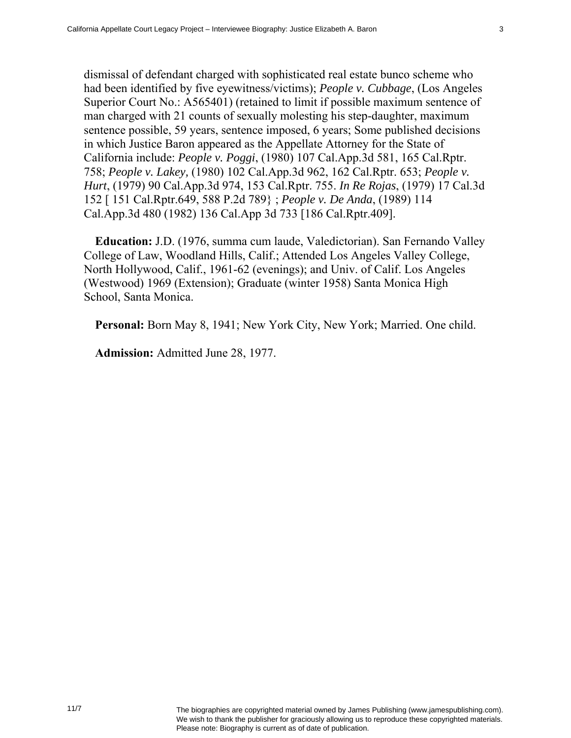dismissal of defendant charged with sophisticated real estate bunco scheme who had been identified by five eyewitness/victims); *People v. Cubbage*, (Los Angeles Superior Court No.: A565401) (retained to limit if possible maximum sentence of man charged with 21 counts of sexually molesting his step-daughter, maximum sentence possible, 59 years, sentence imposed, 6 years; Some published decisions in which Justice Baron appeared as the Appellate Attorney for the State of California include: *People v. Poggi*, (1980) 107 Cal.App.3d 581, 165 Cal.Rptr. 758; *People v. Lakey,* (1980) 102 Cal.App.3d 962, 162 Cal.Rptr. 653; *People v. Hurt*, (1979) 90 Cal.App.3d 974, 153 Cal.Rptr. 755. *In Re Rojas*, (1979) 17 Cal.3d 152 [ 151 Cal.Rptr.649, 588 P.2d 789} ; *People v. De Anda*, (1989) 114 Cal.App.3d 480 (1982) 136 Cal.App 3d 733 [186 Cal.Rptr.409].

**Education:** J.D. (1976, summa cum laude, Valedictorian). San Fernando Valley College of Law, Woodland Hills, Calif.; Attended Los Angeles Valley College, North Hollywood, Calif., 1961-62 (evenings); and Univ. of Calif. Los Angeles (Westwood) 1969 (Extension); Graduate (winter 1958) Santa Monica High School, Santa Monica.

**Personal:** Born May 8, 1941; New York City, New York; Married. One child.

**Admission:** Admitted June 28, 1977.

The biographies are copyrighted material owned by James Publishing (www.jamespublishing.com). We wish to thank the publisher for graciously allowing us to reproduce these copyrighted materials. Please note: Biography is current as of date of publication.